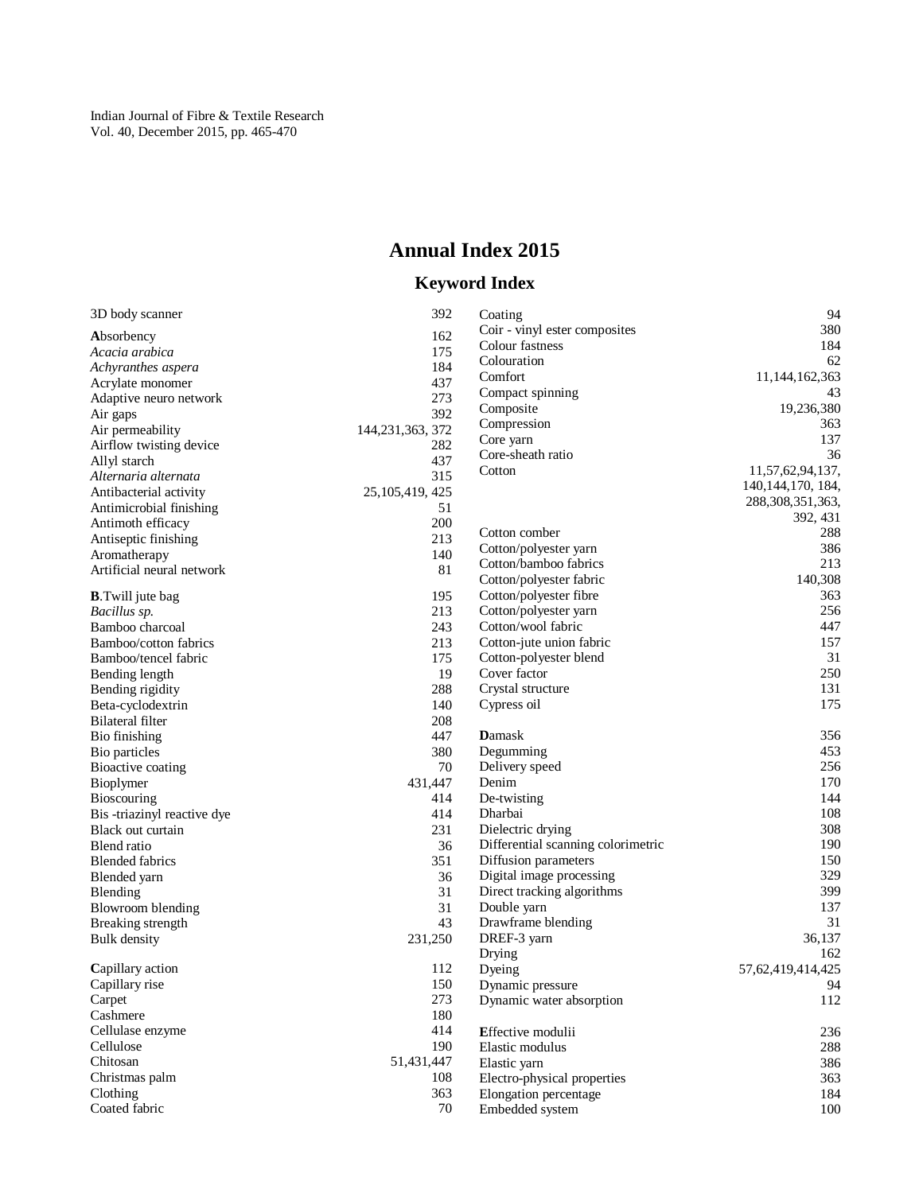# Annual Index 2015

## Keyword Index

| Keyword | Pages |
|---|---|
| 3D body scanner | 392 |
| **A**bsorbency | 162 |
| *Acacia arabica* | 175 |
| *Achyranthes aspera* | 184 |
| Acrylate monomer | 437 |
| Adaptive neuro network | 273 |
| Air gaps | 392 |
| Air permeability | 144,231,363, 372 |
| Airflow twisting device | 282 |
| Allyl starch | 437 |
| *Alternaria alternata* | 315 |
| Antibacterial activity | 25,105,419, 425 |
| Antimicrobial finishing | 51 |
| Antimoth efficacy | 200 |
| Antiseptic finishing | 213 |
| Aromatherapy | 140 |
| Artificial neural network | 81 |
| **B**.Twill jute bag | 195 |
| *Bacillus sp.* | 213 |
| Bamboo charcoal | 243 |
| Bamboo/cotton fabrics | 213 |
| Bamboo/tencel fabric | 175 |
| Bending length | 19 |
| Bending rigidity | 288 |
| Beta-cyclodextrin | 140 |
| Bilateral filter | 208 |
| Bio finishing | 447 |
| Bio particles | 380 |
| Bioactive coating | 70 |
| Bioplymer | 431,447 |
| Bioscouring | 414 |
| Bis -triazinyl reactive dye | 414 |
| Black out curtain | 231 |
| Blend ratio | 36 |
| Blended fabrics | 351 |
| Blended yarn | 36 |
| Blending | 31 |
| Blowroom blending | 31 |
| Breaking strength | 43 |
| Bulk density | 231,250 |
| **C**apillary action | 112 |
| Capillary rise | 150 |
| Carpet | 273 |
| Cashmere | 180 |
| Cellulase enzyme | 414 |
| Cellulose | 190 |
| Chitosan | 51,431,447 |
| Christmas palm | 108 |
| Clothing | 363 |
| Coated fabric | 70 |
| Coating | 94 |
| Coir - vinyl ester composites | 380 |
| Colour fastness | 184 |
| Colouration | 62 |
| Comfort | 11,144,162,363 |
| Compact spinning | 43 |
| Composite | 19,236,380 |
| Compression | 363 |
| Core yarn | 137 |
| Core-sheath ratio | 36 |
| Cotton | 11,57,62,94,137, 140,144,170, 184, 288,308,351,363, 392, 431 |
| Cotton comber | 288 |
| Cotton/polyester yarn | 386 |
| Cotton/bamboo fabrics | 213 |
| Cotton/polyester fabric | 140,308 |
| Cotton/polyester fibre | 363 |
| Cotton/polyester yarn | 256 |
| Cotton/wool fabric | 447 |
| Cotton-jute union fabric | 157 |
| Cotton-polyester blend | 31 |
| Cover factor | 250 |
| Crystal structure | 131 |
| Cypress oil | 175 |
| **D**amask | 356 |
| Degumming | 453 |
| Delivery speed | 256 |
| Denim | 170 |
| De-twisting | 144 |
| Dharbai | 108 |
| Dielectric drying | 308 |
| Differential scanning colorimetric | 190 |
| Diffusion parameters | 150 |
| Digital image processing | 329 |
| Direct tracking algorithms | 399 |
| Double yarn | 137 |
| Drawframe blending | 31 |
| DREF-3 yarn | 36,137 |
| Drying | 162 |
| Dyeing | 57,62,419,414,425 |
| Dynamic pressure | 94 |
| Dynamic water absorption | 112 |
| **E**ffective modulii | 236 |
| Elastic modulus | 288 |
| Elastic yarn | 386 |
| Electro-physical properties | 363 |
| Elongation percentage | 184 |
| Embedded system | 100 |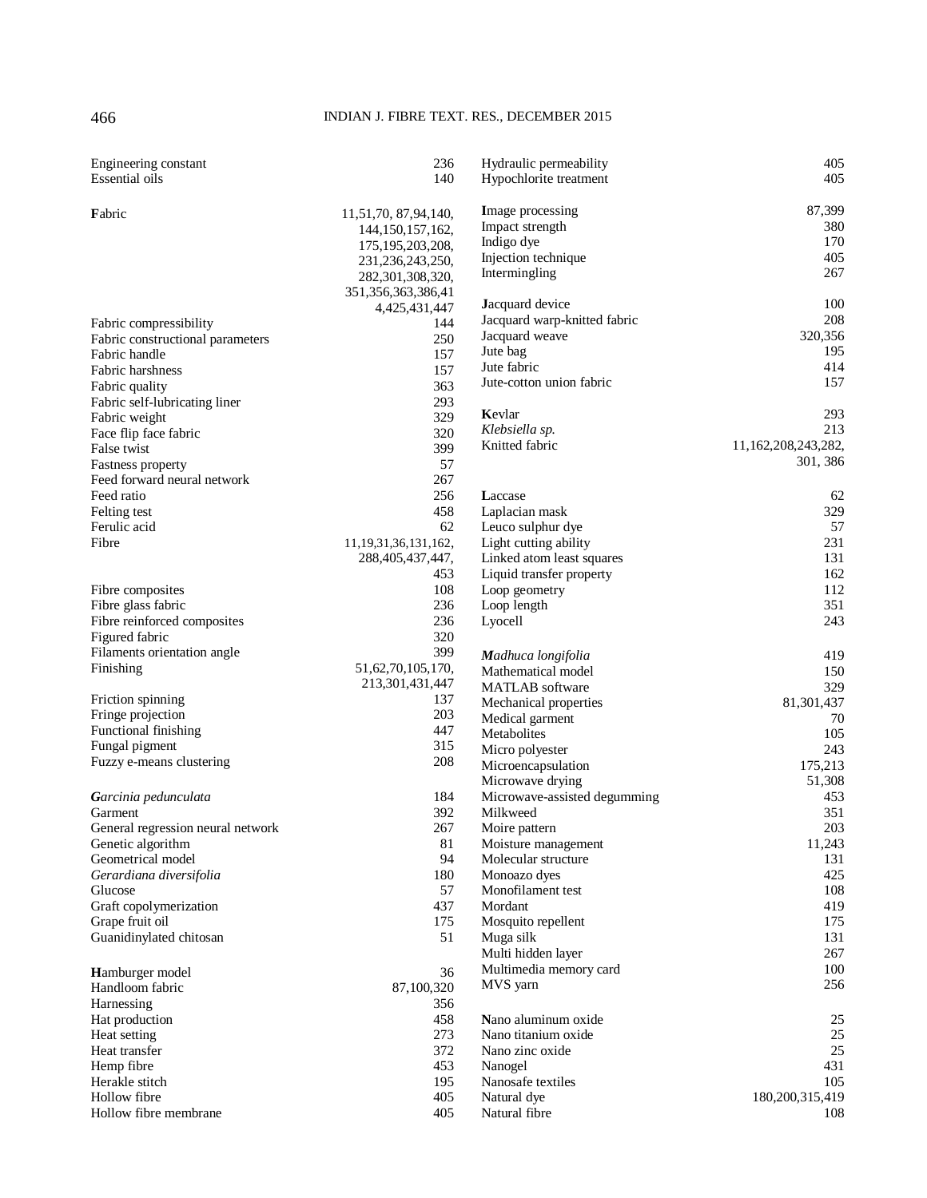Engineering constant 236
Essential oils 140

**F**abric 11,51,70, 87,94,140, 144,150,157,162, 175,195,203,208, 231,236,243,250, 282,301,308,320, 351,356,363,386,414,425,431,447
Fabric compressibility 144
Fabric constructional parameters 250
Fabric handle 157
Fabric harshness 157
Fabric quality 363
Fabric self-lubricating liner 293
Fabric weight 329
Face flip face fabric 320
False twist 399
Fastness property 57
Feed forward neural network 267
Feed ratio 256
Felting test 458
Ferulic acid 62
Fibre 11,19,31,36,131,162, 288,405,437,447, 453
Fibre composites 108
Fibre glass fabric 236
Fibre reinforced composites 236
Figured fabric 320
Filaments orientation angle 399
Finishing 51,62,70,105,170, 213,301,431,447
Friction spinning 137
Fringe projection 203
Functional finishing 447
Fungal pigment 315
Fuzzy e-means clustering 208

***G**arcinia pedunculata* 184
Garment 392
General regression neural network 267
Genetic algorithm 81
Geometrical model 94
*Gerardiana diversifolia* 180
Glucose 57
Graft copolymerization 437
Grape fruit oil 175
Guanidinylated chitosan 51

**H**amburger model 36
Handloom fabric 87,100,320
Harnessing 356
Hat production 458
Heat setting 273
Heat transfer 372
Hemp fibre 453
Herakle stitch 195
Hollow fibre 405
Hollow fibre membrane 405
Hydraulic permeability 405
Hypochlorite treatment 405

**I**mage processing 87,399
Impact strength 380
Indigo dye 170
Injection technique 405
Intermingling 267

**J**acquard device 100
Jacquard warp-knitted fabric 208
Jacquard weave 320,356
Jute bag 195
Jute fabric 414
Jute-cotton union fabric 157

**K**evlar 293
*Klebsiella sp.* 213
Knitted fabric 11,162,208,243,282, 301, 386

**L**accase 62
Laplacian mask 329
Leuco sulphur dye 57
Light cutting ability 231
Linked atom least squares 131
Liquid transfer property 162
Loop geometry 112
Loop length 351
Lyocell 243

***M**adhuca longifolia* 419
Mathematical model 150
MATLAB software 329
Mechanical properties 81,301,437
Medical garment 70
Metabolites 105
Micro polyester 243
Microencapsulation 175,213
Microwave drying 51,308
Microwave-assisted degumming 453
Milkweed 351
Moire pattern 203
Moisture management 11,243
Molecular structure 131
Monoazo dyes 425
Monofilament test 108
Mordant 419
Mosquito repellent 175
Muga silk 131
Multi hidden layer 267
Multimedia memory card 100
MVS yarn 256

**N**ano aluminum oxide 25
Nano titanium oxide 25
Nano zinc oxide 25
Nanogel 431
Nanosafe textiles 105
Natural dye 180,200,315,419
Natural fibre 108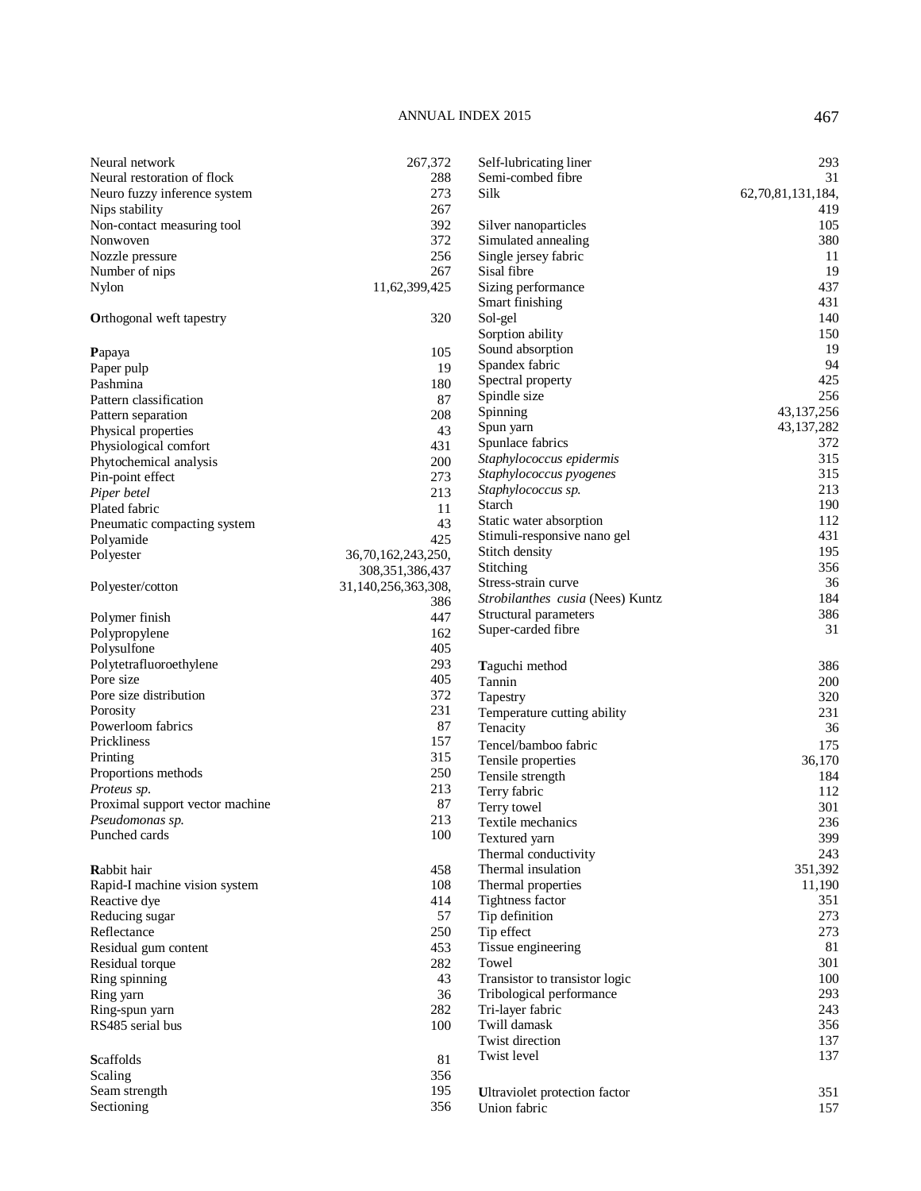Neural network 267,372
Neural restoration of flock 288
Neuro fuzzy inference system 273
Nips stability 267
Non-contact measuring tool 392
Nonwoven 372
Nozzle pressure 256
Number of nips 267
Nylon 11,62,399,425

**O**rthogonal weft tapestry 320

**P**apaya 105
Paper pulp 19
Pashmina 180
Pattern classification 87
Pattern separation 208
Physical properties 43
Physiological comfort 431
Phytochemical analysis 200
Pin-point effect 273
*Piper betel* 213
Plated fabric 11
Pneumatic compacting system 43
Polyamide 425
Polyester 36,70,162,243,250, 308,351,386,437
Polyester/cotton 31,140,256,363,308, 386
Polymer finish 447
Polypropylene 162
Polysulfone 405
Polytetrafluoroethylene 293
Pore size 405
Pore size distribution 372
Porosity 231
Powerloom fabrics 87
Prickliness 157
Printing 315
Proportions methods 250
*Proteus sp.* 213
Proximal support vector machine 87
*Pseudomonas sp.* 213
Punched cards 100

**R**abbit hair 458
Rapid-I machine vision system 108
Reactive dye 414
Reducing sugar 57
Reflectance 250
Residual gum content 453
Residual torque 282
Ring spinning 43
Ring yarn 36
Ring-spun yarn 282
RS485 serial bus 100

**S**caffolds 81
Scaling 356
Seam strength 195
Sectioning 356
Self-lubricating liner 293
Semi-combed fibre 31
Silk 62,70,81,131,184, 419
Silver nanoparticles 105
Simulated annealing 380
Single jersey fabric 11
Sisal fibre 19
Sizing performance 437
Smart finishing 431
Sol-gel 140
Sorption ability 150
Sound absorption 19
Spandex fabric 94
Spectral property 425
Spindle size 256
Spinning 43,137,256
Spun yarn 43,137,282
Spunlace fabrics 372
*Staphylococcus epidermis* 315
*Staphylococcus pyogenes* 315
*Staphylococcus sp.* 213
Starch 190
Static water absorption 112
Stimuli-responsive nano gel 431
Stitch density 195
Stitching 356
Stress-strain curve 36
*Strobilanthes cusia* (Nees) Kuntz 184
Structural parameters 386
Super-carded fibre 31

**T**aguchi method 386
Tannin 200
Tapestry 320
Temperature cutting ability 231
Tenacity 36
Tencel/bamboo fabric 175
Tensile properties 36,170
Tensile strength 184
Terry fabric 112
Terry towel 301
Textile mechanics 236
Textured yarn 399
Thermal conductivity 243
Thermal insulation 351,392
Thermal properties 11,190
Tightness factor 351
Tip definition 273
Tip effect 273
Tissue engineering 81
Towel 301
Transistor to transistor logic 100
Tribological performance 293
Tri-layer fabric 243
Twill damask 356
Twist direction 137
Twist level 137

**U**ltraviolet protection factor 351
Union fabric 157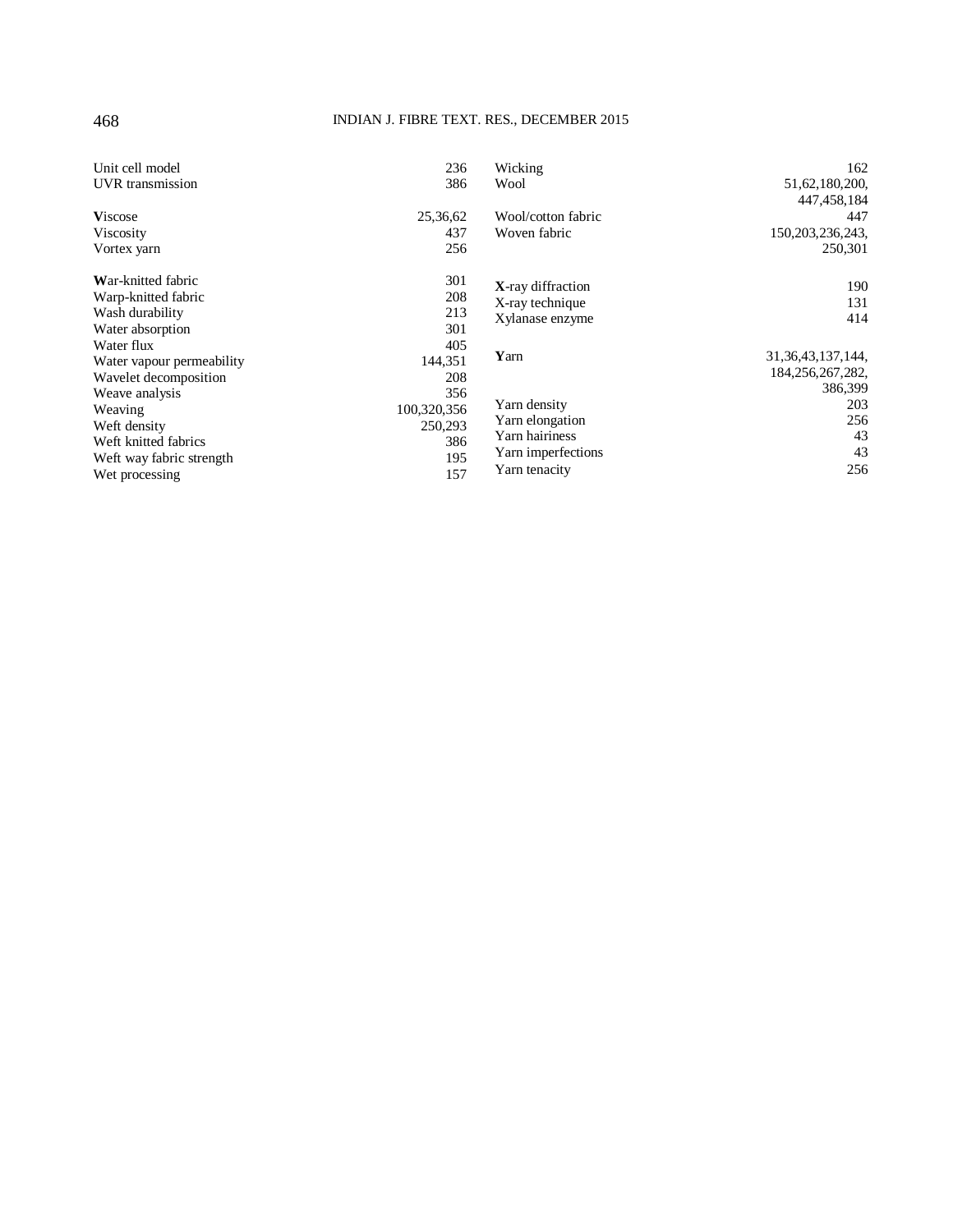Unit cell model 236
UVR transmission 386

**V**iscose 25,36,62
Viscosity 437
Vortex yarn 256

**W**ar-knitted fabric 301
Warp-knitted fabric 208
Wash durability 213
Water absorption 301
Water flux 405
Water vapour permeability 144,351
Wavelet decomposition 208
Weave analysis 356
Weaving 100,320,356
Weft density 250,293
Weft knitted fabrics 386
Weft way fabric strength 195
Wet processing 157
Wicking 162
Wool 51,62,180,200, 447,458,184
Wool/cotton fabric 447
Woven fabric 150,203,236,243, 250,301

**X**-ray diffraction 190
X-ray technique 131
Xylanase enzyme 414

**Y**arn 31,36,43,137,144, 184,256,267,282, 386,399
Yarn density 203
Yarn elongation 256
Yarn hairiness 43
Yarn imperfections 43
Yarn tenacity 256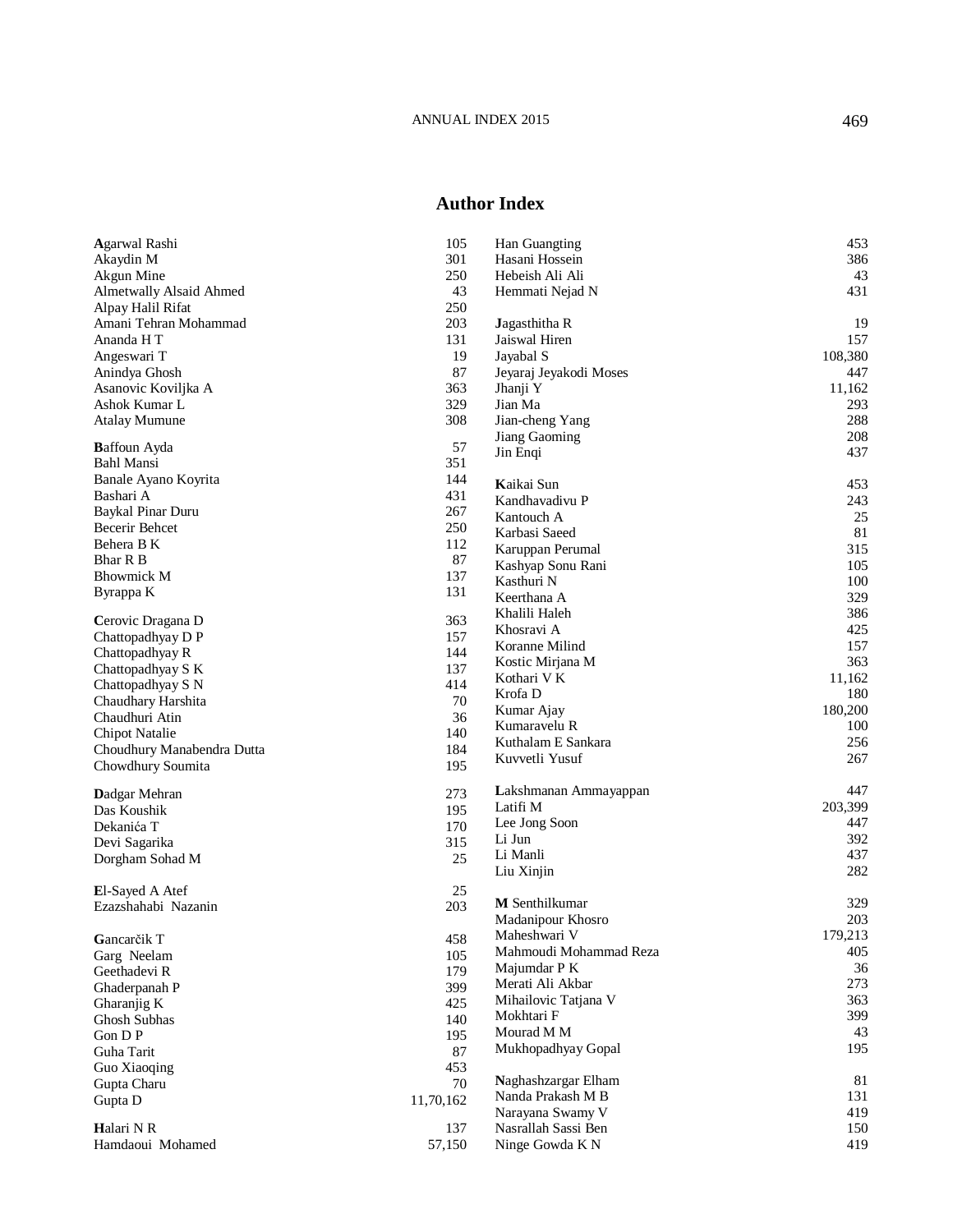## Author Index

| Author | Page |
|---|---|
| **A**garwal Rashi | 105 |
| Akaydin M | 301 |
| Akgun Mine | 250 |
| Almetwally Alsaid Ahmed | 43 |
| Alpay Halil Rifat | 250 |
| Amani Tehran Mohammad | 203 |
| Ananda H T | 131 |
| Angeswari T | 19 |
| Anindya Ghosh | 87 |
| Asanovic Koviljka A | 363 |
| Ashok Kumar L | 329 |
| Atalay Mumune | 308 |
| **B**affoun Ayda | 57 |
| Bahl Mansi | 351 |
| Banale Ayano Koyrita | 144 |
| Bashari A | 431 |
| Baykal Pinar Duru | 267 |
| Becerir Behcet | 250 |
| Behera B K | 112 |
| Bhar R B | 87 |
| Bhowmick M | 137 |
| Byrappa K | 131 |
| **C**erovic Dragana D | 363 |
| Chattopadhyay D P | 157 |
| Chattopadhyay R | 144 |
| Chattopadhyay S K | 137 |
| Chattopadhyay S N | 414 |
| Chaudhary Harshita | 70 |
| Chaudhuri Atin | 36 |
| Chipot Natalie | 140 |
| Choudhury Manabendra Dutta | 184 |
| Chowdhury Soumita | 195 |
| **D**adgar Mehran | 273 |
| Das Koushik | 195 |
| Dekanića T | 170 |
| Devi Sagarika | 315 |
| Dorgham Sohad M | 25 |
| **E**l-Sayed A Atef | 25 |
| Ezazshahabi Nazanin | 203 |
| **G**ancarčik T | 458 |
| Garg Neelam | 105 |
| Geethadevi R | 179 |
| Ghaderpanah P | 399 |
| Gharanjig K | 425 |
| Ghosh Subhas | 140 |
| Gon D P | 195 |
| Guha Tarit | 87 |
| Guo Xiaoqing | 453 |
| Gupta Charu | 70 |
| Gupta D | 11,70,162 |
| **H**alari N R | 137 |
| Hamdaoui Mohamed | 57,150 |
| Han Guangting | 453 |
| Hasani Hossein | 386 |
| Hebeish Ali Ali | 43 |
| Hemmati Nejad N | 431 |
| **J**agasthitha R | 19 |
| Jaiswal Hiren | 157 |
| Jayabal S | 108,380 |
| Jeyaraj Jeyakodi Moses | 447 |
| Jhanji Y | 11,162 |
| Jian Ma | 293 |
| Jian-cheng Yang | 288 |
| Jiang Gaoming | 208 |
| Jin Enqi | 437 |
| **K**aikai Sun | 453 |
| Kandhavadivu P | 243 |
| Kantouch A | 25 |
| Karbasi Saeed | 81 |
| Karuppan Perumal | 315 |
| Kashyap Sonu Rani | 105 |
| Kasthuri N | 100 |
| Keerthana A | 329 |
| Khalili Haleh | 386 |
| Khosravi A | 425 |
| Koranne Milind | 157 |
| Kostic Mirjana M | 363 |
| Kothari V K | 11,162 |
| Krofa D | 180 |
| Kumar Ajay | 180,200 |
| Kumaravelu R | 100 |
| Kuthalam E Sankara | 256 |
| Kuvvetli Yusuf | 267 |
| **L**akshmanan Ammayappan | 447 |
| Latifi M | 203,399 |
| Lee Jong Soon | 447 |
| Li Jun | 392 |
| Li Manli | 437 |
| Liu Xinjin | 282 |
| **M** Senthilkumar | 329 |
| Madanipour Khosro | 203 |
| Maheshwari V | 179,213 |
| Mahmoudi Mohammad Reza | 405 |
| Majumdar P K | 36 |
| Merati Ali Akbar | 273 |
| Mihailovic Tatjana V | 363 |
| Mokhtari F | 399 |
| Mourad M M | 43 |
| Mukhopadhyay Gopal | 195 |
| **N**aghashzargar Elham | 81 |
| Nanda Prakash M B | 131 |
| Narayana Swamy V | 419 |
| Nasrallah Sassi Ben | 150 |
| Ninge Gowda K N | 419 |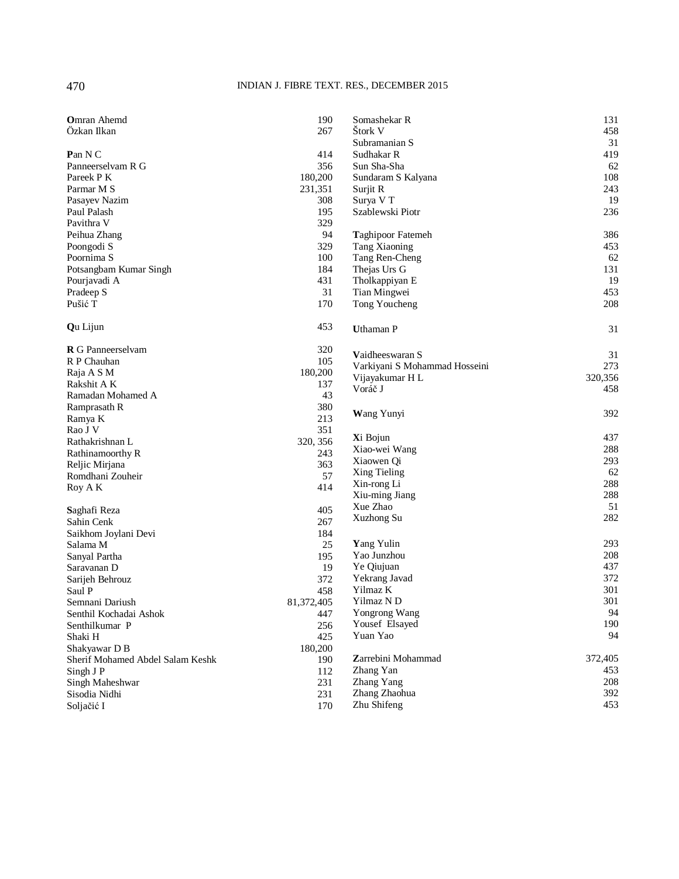| | |
|---|---|
| **O**mran Ahemd | 190 |
| Özkan Ilkan | 267 |
| | |
| **P**an N C | 414 |
| Panneerselvam R G | 356 |
| Pareek P K | 180,200 |
| Parmar M S | 231,351 |
| Pasayev Nazim | 308 |
| Paul Palash | 195 |
| Pavithra V | 329 |
| Peihua Zhang | 94 |
| Poongodi S | 329 |
| Poornima S | 100 |
| Potsangbam Kumar Singh | 184 |
| Pourjavadi A | 431 |
| Pradeep S | 31 |
| Pušić T | 170 |
| | |
| **Q**u Lijun | 453 |
| | |
| **R** G Panneerselvam | 320 |
| R P Chauhan | 105 |
| Raja A S M | 180,200 |
| Rakshit A K | 137 |
| Ramadan Mohamed A | 43 |
| Ramprasath R | 380 |
| Ramya K | 213 |
| Rao J V | 351 |
| Rathakrishnan L | 320, 356 |
| Rathinamoorthy R | 243 |
| Reljic Mirjana | 363 |
| Romdhani Zouheir | 57 |
| Roy A K | 414 |
| | |
| **S**aghafi Reza | 405 |
| Sahin Cenk | 267 |
| Saikhom Joylani Devi | 184 |
| Salama M | 25 |
| Sanyal Partha | 195 |
| Saravanan D | 19 |
| Sarijeh Behrouz | 372 |
| Saul P | 458 |
| Semnani Dariush | 81,372,405 |
| Senthil Kochadai Ashok | 447 |
| Senthilkumar P | 256 |
| Shaki H | 425 |
| Shakyawar D B | 180,200 |
| Sherif Mohamed Abdel Salam Keshk | 190 |
| Singh J P | 112 |
| Singh Maheshwar | 231 |
| Sisodia Nidhi | 231 |
| Soljačić I | 170 |
| Somashekar R | 131 |
| Štork V | 458 |
| Subramanian S | 31 |
| Sudhakar R | 419 |
| Sun Sha-Sha | 62 |
| Sundaram S Kalyana | 108 |
| Surjit R | 243 |
| Surya V T | 19 |
| Szablewski Piotr | 236 |
| | |
| **T**aghipoor Fatemeh | 386 |
| Tang Xiaoning | 453 |
| Tang Ren-Cheng | 62 |
| Thejas Urs G | 131 |
| Tholkappiyan E | 19 |
| Tian Mingwei | 453 |
| Tong Youcheng | 208 |
| | |
| **U**thaman P | 31 |
| | |
| **V**aidheeswaran S | 31 |
| Varkiyani S Mohammad Hosseini | 273 |
| Vijayakumar H L | 320,356 |
| Voráč J | 458 |
| | |
| **W**ang Yunyi | 392 |
| | |
| **X**i Bojun | 437 |
| Xiao-wei Wang | 288 |
| Xiaowen Qi | 293 |
| Xing Tieling | 62 |
| Xin-rong Li | 288 |
| Xiu-ming Jiang | 288 |
| Xue Zhao | 51 |
| Xuzhong Su | 282 |
| | |
| **Y**ang Yulin | 293 |
| Yao Junzhou | 208 |
| Ye Qiujuan | 437 |
| Yekrang Javad | 372 |
| Yilmaz K | 301 |
| Yilmaz N D | 301 |
| Yongrong Wang | 94 |
| Yousef Elsayed | 190 |
| Yuan Yao | 94 |
| | |
| **Z**arrebini Mohammad | 372,405 |
| Zhang Yan | 453 |
| Zhang Yang | 208 |
| Zhang Zhaohua | 392 |
| Zhu Shifeng | 453 |